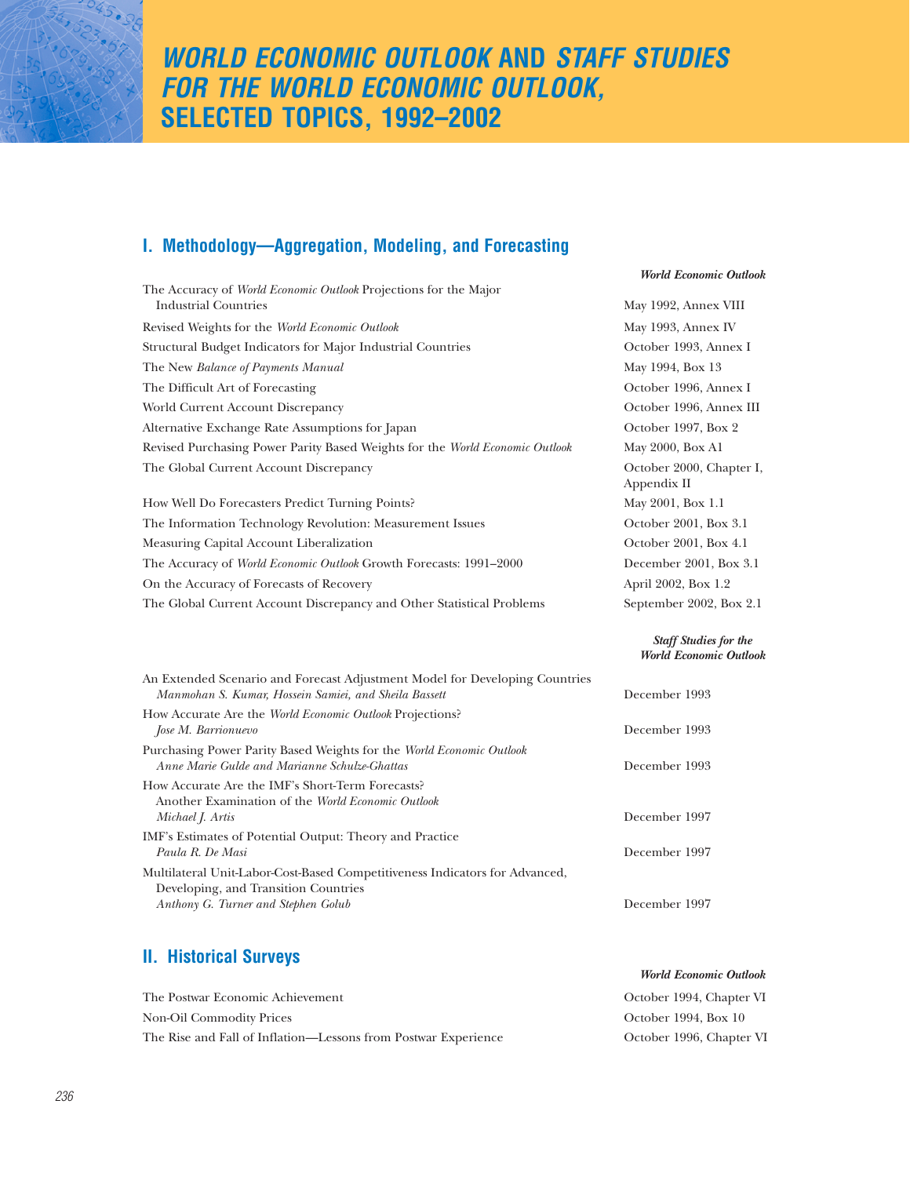# *WORLD ECONOMIC OUTLOOK* AND *STAFF STUDIES FOR THE WORLD ECONOMIC OUTLOOK*, SELECTED TOPICS, 1992–2002

## I. Methodology—Aggregation, Modeling, and Forecasting

| | ***World Economic Outlook*** |
|---|---|
| The Accuracy of *World Economic Outlook* Projections for the Major Industrial Countries | May 1992, Annex VIII |
| Revised Weights for the *World Economic Outlook* | May 1993, Annex IV |
| Structural Budget Indicators for Major Industrial Countries | October 1993, Annex I |
| The New *Balance of Payments Manual* | May 1994, Box 13 |
| The Difficult Art of Forecasting | October 1996, Annex I |
| World Current Account Discrepancy | October 1996, Annex III |
| Alternative Exchange Rate Assumptions for Japan | October 1997, Box 2 |
| Revised Purchasing Power Parity Based Weights for the *World Economic Outlook* | May 2000, Box A1 |
| The Global Current Account Discrepancy | October 2000, Chapter I, Appendix II |
| How Well Do Forecasters Predict Turning Points? | May 2001, Box 1.1 |
| The Information Technology Revolution: Measurement Issues | October 2001, Box 3.1 |
| Measuring Capital Account Liberalization | October 2001, Box 4.1 |
| The Accuracy of *World Economic Outlook* Growth Forecasts: 1991–2000 | December 2001, Box 3.1 |
| On the Accuracy of Forecasts of Recovery | April 2002, Box 1.2 |
| The Global Current Account Discrepancy and Other Statistical Problems | September 2002, Box 2.1 |

| | ***Staff Studies for the World Economic Outlook*** |
|---|---|
| An Extended Scenario and Forecast Adjustment Model for Developing Countries<br>*Manmohan S. Kumar, Hossein Samiei, and Sheila Bassett* | December 1993 |
| How Accurate Are the *World Economic Outlook* Projections?<br>*Jose M. Barrionuevo* | December 1993 |
| Purchasing Power Parity Based Weights for the *World Economic Outlook*<br>*Anne Marie Gulde and Marianne Schulze-Ghattas* | December 1993 |
| How Accurate Are the IMF's Short-Term Forecasts? Another Examination of the *World Economic Outlook*<br>*Michael J. Artis* | December 1997 |
| IMF's Estimates of Potential Output: Theory and Practice<br>*Paula R. De Masi* | December 1997 |
| Multilateral Unit-Labor-Cost-Based Competitiveness Indicators for Advanced, Developing, and Transition Countries<br>*Anthony G. Turner and Stephen Golub* | December 1997 |

## II. Historical Surveys

| | ***World Economic Outlook*** |
|---|---|
| The Postwar Economic Achievement | October 1994, Chapter VI |
| Non-Oil Commodity Prices | October 1994, Box 10 |
| The Rise and Fall of Inflation—Lessons from Postwar Experience | October 1996, Chapter VI |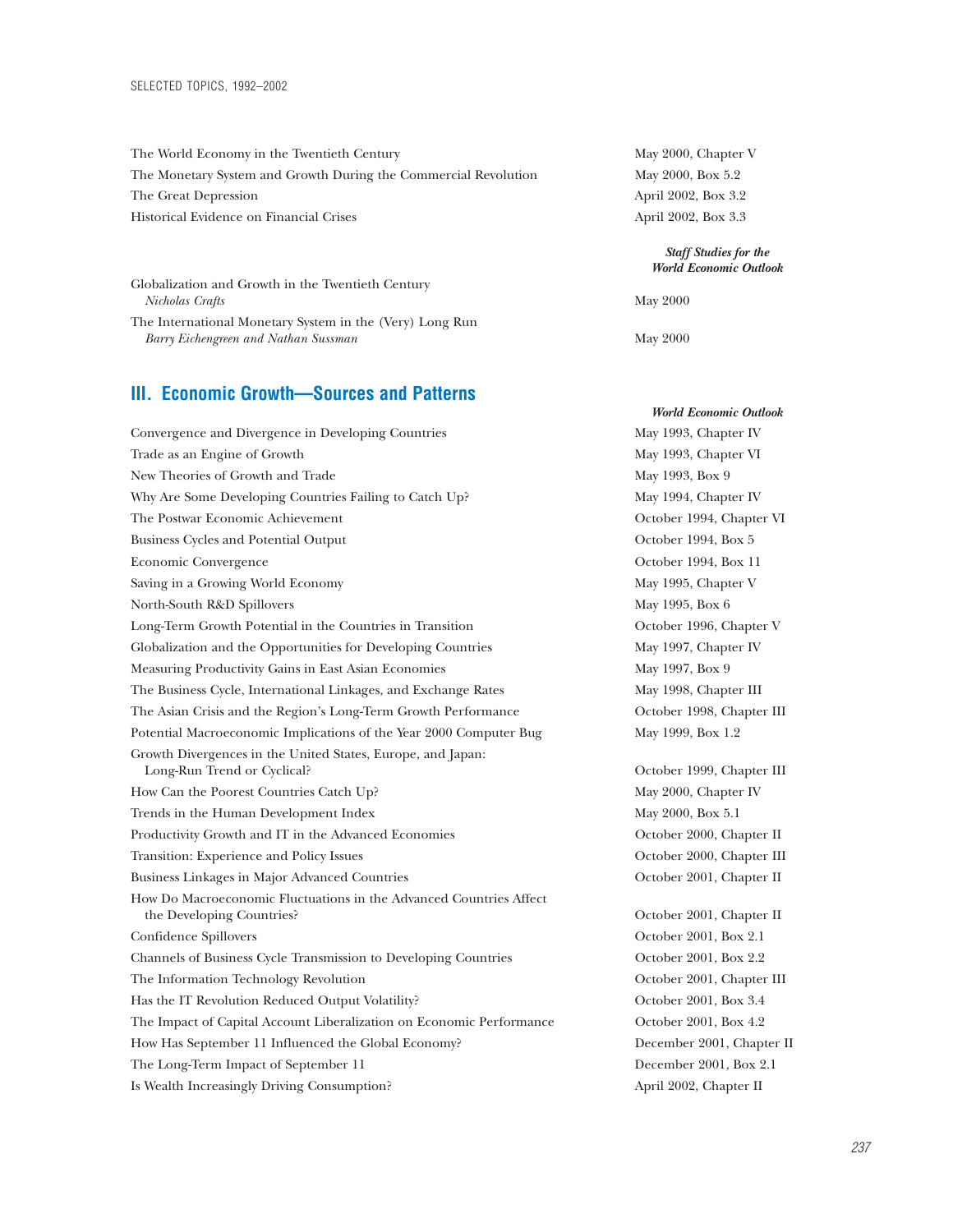| | |
|---|---|
| The World Economy in the Twentieth Century | May 2000, Chapter V |
| The Monetary System and Growth During the Commercial Revolution | May 2000, Box 5.2 |
| The Great Depression | April 2002, Box 3.2 |
| Historical Evidence on Financial Crises | April 2002, Box 3.3 |

| | ***Staff Studies for the World Economic Outlook*** |
|---|---|
| Globalization and Growth in the Twentieth Century<br>*Nicholas Crafts* | May 2000 |
| The International Monetary System in the (Very) Long Run<br>*Barry Eichengreen and Nathan Sussman* | May 2000 |

## III. Economic Growth—Sources and Patterns

| | ***World Economic Outlook*** |
|---|---|
| Convergence and Divergence in Developing Countries | May 1993, Chapter IV |
| Trade as an Engine of Growth | May 1993, Chapter VI |
| New Theories of Growth and Trade | May 1993, Box 9 |
| Why Are Some Developing Countries Failing to Catch Up? | May 1994, Chapter IV |
| The Postwar Economic Achievement | October 1994, Chapter VI |
| Business Cycles and Potential Output | October 1994, Box 5 |
| Economic Convergence | October 1994, Box 11 |
| Saving in a Growing World Economy | May 1995, Chapter V |
| North-South R&D Spillovers | May 1995, Box 6 |
| Long-Term Growth Potential in the Countries in Transition | October 1996, Chapter V |
| Globalization and the Opportunities for Developing Countries | May 1997, Chapter IV |
| Measuring Productivity Gains in East Asian Economies | May 1997, Box 9 |
| The Business Cycle, International Linkages, and Exchange Rates | May 1998, Chapter III |
| The Asian Crisis and the Region's Long-Term Growth Performance | October 1998, Chapter III |
| Potential Macroeconomic Implications of the Year 2000 Computer Bug | May 1999, Box 1.2 |
| Growth Divergences in the United States, Europe, and Japan: Long-Run Trend or Cyclical? | October 1999, Chapter III |
| How Can the Poorest Countries Catch Up? | May 2000, Chapter IV |
| Trends in the Human Development Index | May 2000, Box 5.1 |
| Productivity Growth and IT in the Advanced Economies | October 2000, Chapter II |
| Transition: Experience and Policy Issues | October 2000, Chapter III |
| Business Linkages in Major Advanced Countries | October 2001, Chapter II |
| How Do Macroeconomic Fluctuations in the Advanced Countries Affect the Developing Countries? | October 2001, Chapter II |
| Confidence Spillovers | October 2001, Box 2.1 |
| Channels of Business Cycle Transmission to Developing Countries | October 2001, Box 2.2 |
| The Information Technology Revolution | October 2001, Chapter III |
| Has the IT Revolution Reduced Output Volatility? | October 2001, Box 3.4 |
| The Impact of Capital Account Liberalization on Economic Performance | October 2001, Box 4.2 |
| How Has September 11 Influenced the Global Economy? | December 2001, Chapter II |
| The Long-Term Impact of September 11 | December 2001, Box 2.1 |
| Is Wealth Increasingly Driving Consumption? | April 2002, Chapter II |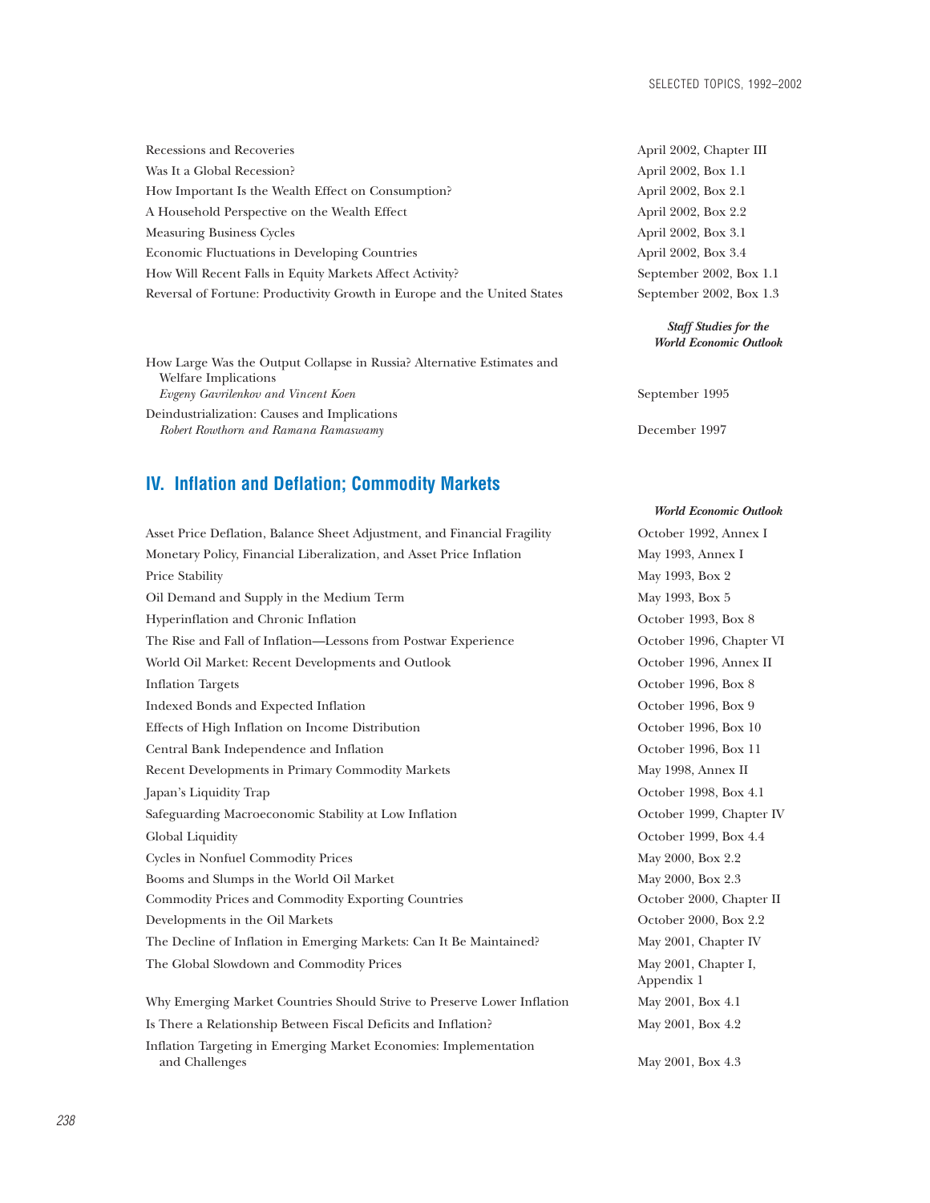| | |
|---|---|
| Recessions and Recoveries | April 2002, Chapter III |
| Was It a Global Recession? | April 2002, Box 1.1 |
| How Important Is the Wealth Effect on Consumption? | April 2002, Box 2.1 |
| A Household Perspective on the Wealth Effect | April 2002, Box 2.2 |
| Measuring Business Cycles | April 2002, Box 3.1 |
| Economic Fluctuations in Developing Countries | April 2002, Box 3.4 |
| How Will Recent Falls in Equity Markets Affect Activity? | September 2002, Box 1.1 |
| Reversal of Fortune: Productivity Growth in Europe and the United States | September 2002, Box 1.3 |

| | ***Staff Studies for the World Economic Outlook*** |
|---|---|
| How Large Was the Output Collapse in Russia? Alternative Estimates and Welfare Implications<br>*Evgeny Gavrilenkov and Vincent Koen* | September 1995 |
| Deindustrialization: Causes and Implications<br>*Robert Rowthorn and Ramana Ramaswamy* | December 1997 |

## IV. Inflation and Deflation; Commodity Markets

| | ***World Economic Outlook*** |
|---|---|
| Asset Price Deflation, Balance Sheet Adjustment, and Financial Fragility | October 1992, Annex I |
| Monetary Policy, Financial Liberalization, and Asset Price Inflation | May 1993, Annex I |
| Price Stability | May 1993, Box 2 |
| Oil Demand and Supply in the Medium Term | May 1993, Box 5 |
| Hyperinflation and Chronic Inflation | October 1993, Box 8 |
| The Rise and Fall of Inflation—Lessons from Postwar Experience | October 1996, Chapter VI |
| World Oil Market: Recent Developments and Outlook | October 1996, Annex II |
| Inflation Targets | October 1996, Box 8 |
| Indexed Bonds and Expected Inflation | October 1996, Box 9 |
| Effects of High Inflation on Income Distribution | October 1996, Box 10 |
| Central Bank Independence and Inflation | October 1996, Box 11 |
| Recent Developments in Primary Commodity Markets | May 1998, Annex II |
| Japan's Liquidity Trap | October 1998, Box 4.1 |
| Safeguarding Macroeconomic Stability at Low Inflation | October 1999, Chapter IV |
| Global Liquidity | October 1999, Box 4.4 |
| Cycles in Nonfuel Commodity Prices | May 2000, Box 2.2 |
| Booms and Slumps in the World Oil Market | May 2000, Box 2.3 |
| Commodity Prices and Commodity Exporting Countries | October 2000, Chapter II |
| Developments in the Oil Markets | October 2000, Box 2.2 |
| The Decline of Inflation in Emerging Markets: Can It Be Maintained? | May 2001, Chapter IV |
| The Global Slowdown and Commodity Prices | May 2001, Chapter I, Appendix 1 |
| Why Emerging Market Countries Should Strive to Preserve Lower Inflation | May 2001, Box 4.1 |
| Is There a Relationship Between Fiscal Deficits and Inflation? | May 2001, Box 4.2 |
| Inflation Targeting in Emerging Market Economies: Implementation and Challenges | May 2001, Box 4.3 |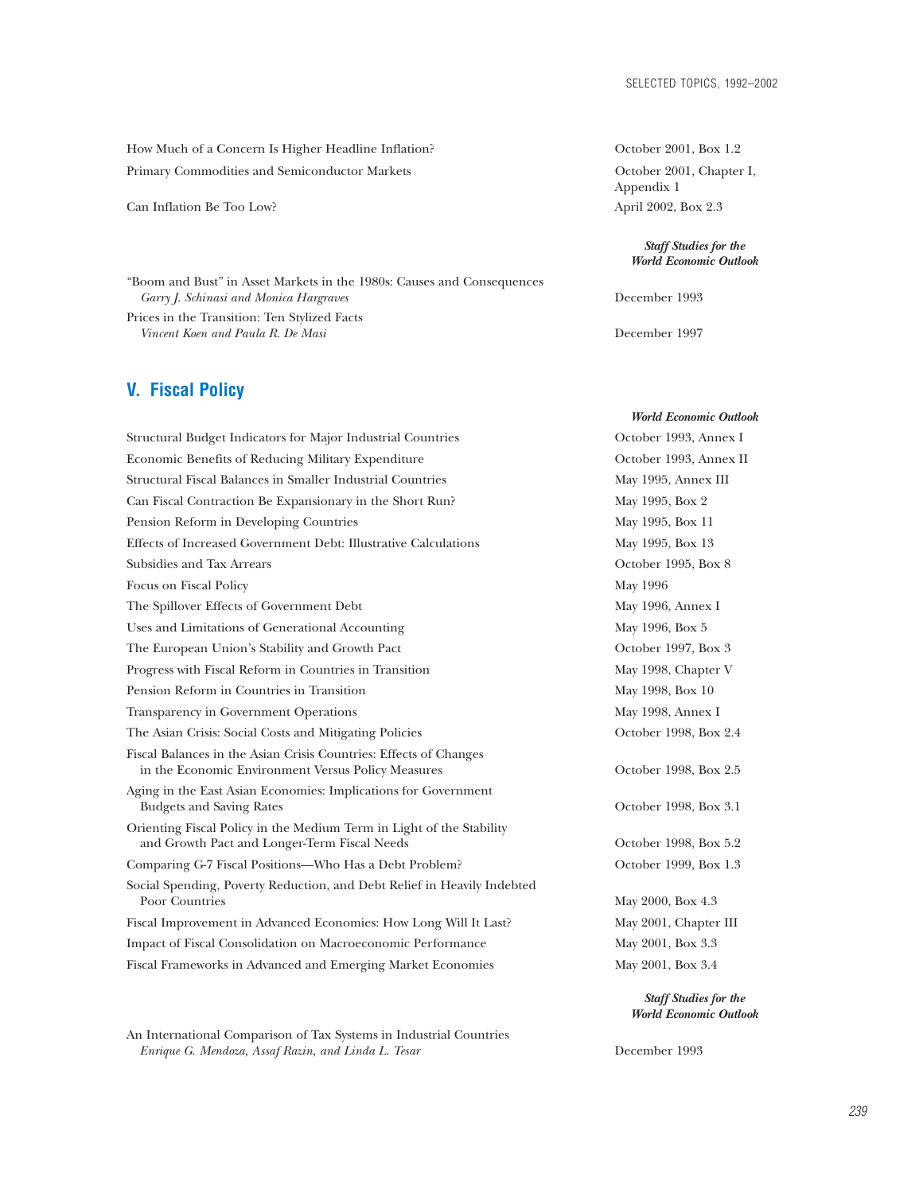| | |
|---|---|
| How Much of a Concern Is Higher Headline Inflation? | October 2001, Box 1.2 |
| Primary Commodities and Semiconductor Markets | October 2001, Chapter I, Appendix 1 |
| Can Inflation Be Too Low? | April 2002, Box 2.3 |

| | ***Staff Studies for the World Economic Outlook*** |
|---|---|
| "Boom and Bust" in Asset Markets in the 1980s: Causes and Consequences<br>*Garry J. Schinasi and Monica Hargraves* | December 1993 |
| Prices in the Transition: Ten Stylized Facts<br>*Vincent Koen and Paula R. De Masi* | December 1997 |

## V. Fiscal Policy

| | ***World Economic Outlook*** |
|---|---|
| Structural Budget Indicators for Major Industrial Countries | October 1993, Annex I |
| Economic Benefits of Reducing Military Expenditure | October 1993, Annex II |
| Structural Fiscal Balances in Smaller Industrial Countries | May 1995, Annex III |
| Can Fiscal Contraction Be Expansionary in the Short Run? | May 1995, Box 2 |
| Pension Reform in Developing Countries | May 1995, Box 11 |
| Effects of Increased Government Debt: Illustrative Calculations | May 1995, Box 13 |
| Subsidies and Tax Arrears | October 1995, Box 8 |
| Focus on Fiscal Policy | May 1996 |
| The Spillover Effects of Government Debt | May 1996, Annex I |
| Uses and Limitations of Generational Accounting | May 1996, Box 5 |
| The European Union's Stability and Growth Pact | October 1997, Box 3 |
| Progress with Fiscal Reform in Countries in Transition | May 1998, Chapter V |
| Pension Reform in Countries in Transition | May 1998, Box 10 |
| Transparency in Government Operations | May 1998, Annex I |
| The Asian Crisis: Social Costs and Mitigating Policies | October 1998, Box 2.4 |
| Fiscal Balances in the Asian Crisis Countries: Effects of Changes in the Economic Environment Versus Policy Measures | October 1998, Box 2.5 |
| Aging in the East Asian Economies: Implications for Government Budgets and Saving Rates | October 1998, Box 3.1 |
| Orienting Fiscal Policy in the Medium Term in Light of the Stability and Growth Pact and Longer-Term Fiscal Needs | October 1998, Box 5.2 |
| Comparing G-7 Fiscal Positions—Who Has a Debt Problem? | October 1999, Box 1.3 |
| Social Spending, Poverty Reduction, and Debt Relief in Heavily Indebted Poor Countries | May 2000, Box 4.3 |
| Fiscal Improvement in Advanced Economies: How Long Will It Last? | May 2001, Chapter III |
| Impact of Fiscal Consolidation on Macroeconomic Performance | May 2001, Box 3.3 |
| Fiscal Frameworks in Advanced and Emerging Market Economies | May 2001, Box 3.4 |

| | ***Staff Studies for the World Economic Outlook*** |
|---|---|
| An International Comparison of Tax Systems in Industrial Countries<br>*Enrique G. Mendoza, Assaf Razin, and Linda L. Tesar* | December 1993 |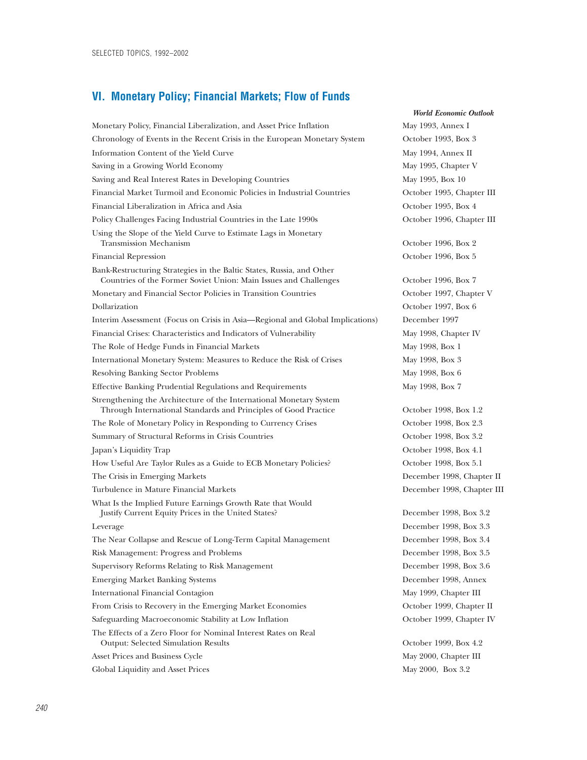## VI. Monetary Policy; Financial Markets; Flow of Funds

| | *World Economic Outlook* |
|---|---|
| Monetary Policy, Financial Liberalization, and Asset Price Inflation | May 1993, Annex I |
| Chronology of Events in the Recent Crisis in the European Monetary System | October 1993, Box 3 |
| Information Content of the Yield Curve | May 1994, Annex II |
| Saving in a Growing World Economy | May 1995, Chapter V |
| Saving and Real Interest Rates in Developing Countries | May 1995, Box 10 |
| Financial Market Turmoil and Economic Policies in Industrial Countries | October 1995, Chapter III |
| Financial Liberalization in Africa and Asia | October 1995, Box 4 |
| Policy Challenges Facing Industrial Countries in the Late 1990s | October 1996, Chapter III |
| Using the Slope of the Yield Curve to Estimate Lags in Monetary Transmission Mechanism | October 1996, Box 2 |
| Financial Repression | October 1996, Box 5 |
| Bank-Restructuring Strategies in the Baltic States, Russia, and Other Countries of the Former Soviet Union: Main Issues and Challenges | October 1996, Box 7 |
| Monetary and Financial Sector Policies in Transition Countries | October 1997, Chapter V |
| Dollarization | October 1997, Box 6 |
| Interim Assessment (Focus on Crisis in Asia—Regional and Global Implications) | December 1997 |
| Financial Crises: Characteristics and Indicators of Vulnerability | May 1998, Chapter IV |
| The Role of Hedge Funds in Financial Markets | May 1998, Box 1 |
| International Monetary System: Measures to Reduce the Risk of Crises | May 1998, Box 3 |
| Resolving Banking Sector Problems | May 1998, Box 6 |
| Effective Banking Prudential Regulations and Requirements | May 1998, Box 7 |
| Strengthening the Architecture of the International Monetary System Through International Standards and Principles of Good Practice | October 1998, Box 1.2 |
| The Role of Monetary Policy in Responding to Currency Crises | October 1998, Box 2.3 |
| Summary of Structural Reforms in Crisis Countries | October 1998, Box 3.2 |
| Japan's Liquidity Trap | October 1998, Box 4.1 |
| How Useful Are Taylor Rules as a Guide to ECB Monetary Policies? | October 1998, Box 5.1 |
| The Crisis in Emerging Markets | December 1998, Chapter II |
| Turbulence in Mature Financial Markets | December 1998, Chapter III |
| What Is the Implied Future Earnings Growth Rate that Would Justify Current Equity Prices in the United States? | December 1998, Box 3.2 |
| Leverage | December 1998, Box 3.3 |
| The Near Collapse and Rescue of Long-Term Capital Management | December 1998, Box 3.4 |
| Risk Management: Progress and Problems | December 1998, Box 3.5 |
| Supervisory Reforms Relating to Risk Management | December 1998, Box 3.6 |
| Emerging Market Banking Systems | December 1998, Annex |
| International Financial Contagion | May 1999, Chapter III |
| From Crisis to Recovery in the Emerging Market Economies | October 1999, Chapter II |
| Safeguarding Macroeconomic Stability at Low Inflation | October 1999, Chapter IV |
| The Effects of a Zero Floor for Nominal Interest Rates on Real Output: Selected Simulation Results | October 1999, Box 4.2 |
| Asset Prices and Business Cycle | May 2000, Chapter III |
| Global Liquidity and Asset Prices | May 2000, Box 3.2 |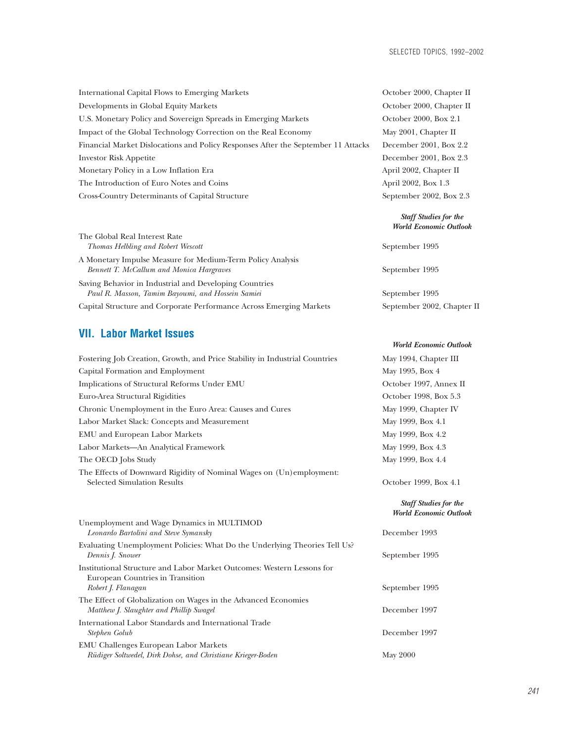| | |
|---|---|
| International Capital Flows to Emerging Markets | October 2000, Chapter II |
| Developments in Global Equity Markets | October 2000, Chapter II |
| U.S. Monetary Policy and Sovereign Spreads in Emerging Markets | October 2000, Box 2.1 |
| Impact of the Global Technology Correction on the Real Economy | May 2001, Chapter II |
| Financial Market Dislocations and Policy Responses After the September 11 Attacks | December 2001, Box 2.2 |
| Investor Risk Appetite | December 2001, Box 2.3 |
| Monetary Policy in a Low Inflation Era | April 2002, Chapter II |
| The Introduction of Euro Notes and Coins | April 2002, Box 1.3 |
| Cross-Country Determinants of Capital Structure | September 2002, Box 2.3 |

| | ***Staff Studies for the World Economic Outlook*** |
|---|---|
| The Global Real Interest Rate<br>*Thomas Helbling and Robert Wescott* | September 1995 |
| A Monetary Impulse Measure for Medium-Term Policy Analysis<br>*Bennett T. McCallum and Monica Hargraves* | September 1995 |
| Saving Behavior in Industrial and Developing Countries<br>*Paul R. Masson, Tamim Bayoumi, and Hossein Samiei* | September 1995 |
| Capital Structure and Corporate Performance Across Emerging Markets | September 2002, Chapter II |

## VII. Labor Market Issues

| | ***World Economic Outlook*** |
|---|---|
| Fostering Job Creation, Growth, and Price Stability in Industrial Countries | May 1994, Chapter III |
| Capital Formation and Employment | May 1995, Box 4 |
| Implications of Structural Reforms Under EMU | October 1997, Annex II |
| Euro-Area Structural Rigidities | October 1998, Box 5.3 |
| Chronic Unemployment in the Euro Area: Causes and Cures | May 1999, Chapter IV |
| Labor Market Slack: Concepts and Measurement | May 1999, Box 4.1 |
| EMU and European Labor Markets | May 1999, Box 4.2 |
| Labor Markets—An Analytical Framework | May 1999, Box 4.3 |
| The OECD Jobs Study | May 1999, Box 4.4 |
| The Effects of Downward Rigidity of Nominal Wages on (Un)employment: Selected Simulation Results | October 1999, Box 4.1 |

| | ***Staff Studies for the World Economic Outlook*** |
|---|---|
| Unemployment and Wage Dynamics in MULTIMOD<br>*Leonardo Bartolini and Steve Symansky* | December 1993 |
| Evaluating Unemployment Policies: What Do the Underlying Theories Tell Us?<br>*Dennis J. Snower* | September 1995 |
| Institutional Structure and Labor Market Outcomes: Western Lessons for European Countries in Transition<br>*Robert J. Flanagan* | September 1995 |
| The Effect of Globalization on Wages in the Advanced Economies<br>*Matthew J. Slaughter and Phillip Swagel* | December 1997 |
| International Labor Standards and International Trade<br>*Stephen Golub* | December 1997 |
| EMU Challenges European Labor Markets<br>*Rüdiger Soltwedel, Dirk Dohse, and Christiane Krieger-Boden* | May 2000 |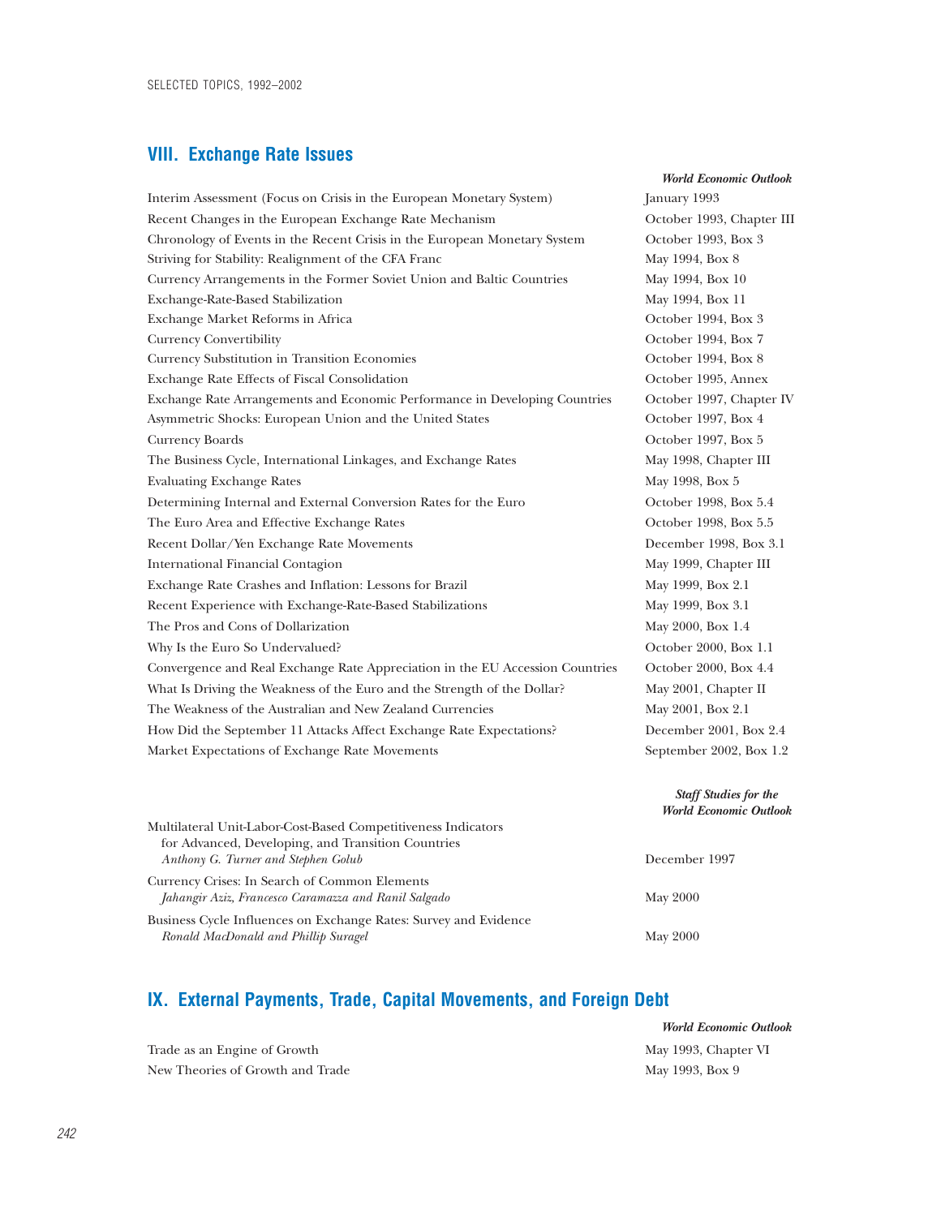## VIII. Exchange Rate Issues

| | *World Economic Outlook* |
|---|---|
| Interim Assessment (Focus on Crisis in the European Monetary System) | January 1993 |
| Recent Changes in the European Exchange Rate Mechanism | October 1993, Chapter III |
| Chronology of Events in the Recent Crisis in the European Monetary System | October 1993, Box 3 |
| Striving for Stability: Realignment of the CFA Franc | May 1994, Box 8 |
| Currency Arrangements in the Former Soviet Union and Baltic Countries | May 1994, Box 10 |
| Exchange-Rate-Based Stabilization | May 1994, Box 11 |
| Exchange Market Reforms in Africa | October 1994, Box 3 |
| Currency Convertibility | October 1994, Box 7 |
| Currency Substitution in Transition Economies | October 1994, Box 8 |
| Exchange Rate Effects of Fiscal Consolidation | October 1995, Annex |
| Exchange Rate Arrangements and Economic Performance in Developing Countries | October 1997, Chapter IV |
| Asymmetric Shocks: European Union and the United States | October 1997, Box 4 |
| Currency Boards | October 1997, Box 5 |
| The Business Cycle, International Linkages, and Exchange Rates | May 1998, Chapter III |
| Evaluating Exchange Rates | May 1998, Box 5 |
| Determining Internal and External Conversion Rates for the Euro | October 1998, Box 5.4 |
| The Euro Area and Effective Exchange Rates | October 1998, Box 5.5 |
| Recent Dollar/Yen Exchange Rate Movements | December 1998, Box 3.1 |
| International Financial Contagion | May 1999, Chapter III |
| Exchange Rate Crashes and Inflation: Lessons for Brazil | May 1999, Box 2.1 |
| Recent Experience with Exchange-Rate-Based Stabilizations | May 1999, Box 3.1 |
| The Pros and Cons of Dollarization | May 2000, Box 1.4 |
| Why Is the Euro So Undervalued? | October 2000, Box 1.1 |
| Convergence and Real Exchange Rate Appreciation in the EU Accession Countries | October 2000, Box 4.4 |
| What Is Driving the Weakness of the Euro and the Strength of the Dollar? | May 2001, Chapter II |
| The Weakness of the Australian and New Zealand Currencies | May 2001, Box 2.1 |
| How Did the September 11 Attacks Affect Exchange Rate Expectations? | December 2001, Box 2.4 |
| Market Expectations of Exchange Rate Movements | September 2002, Box 1.2 |

| | *Staff Studies for the World Economic Outlook* |
|---|---|
| Multilateral Unit-Labor-Cost-Based Competitiveness Indicators for Advanced, Developing, and Transition Countries<br>*Anthony G. Turner and Stephen Golub* | December 1997 |
| Currency Crises: In Search of Common Elements<br>*Jahangir Aziz, Francesco Caramazza and Ranil Salgado* | May 2000 |
| Business Cycle Influences on Exchange Rates: Survey and Evidence<br>*Ronald MacDonald and Phillip Suragel* | May 2000 |

## IX. External Payments, Trade, Capital Movements, and Foreign Debt

| | *World Economic Outlook* |
|---|---|
| Trade as an Engine of Growth | May 1993, Chapter VI |
| New Theories of Growth and Trade | May 1993, Box 9 |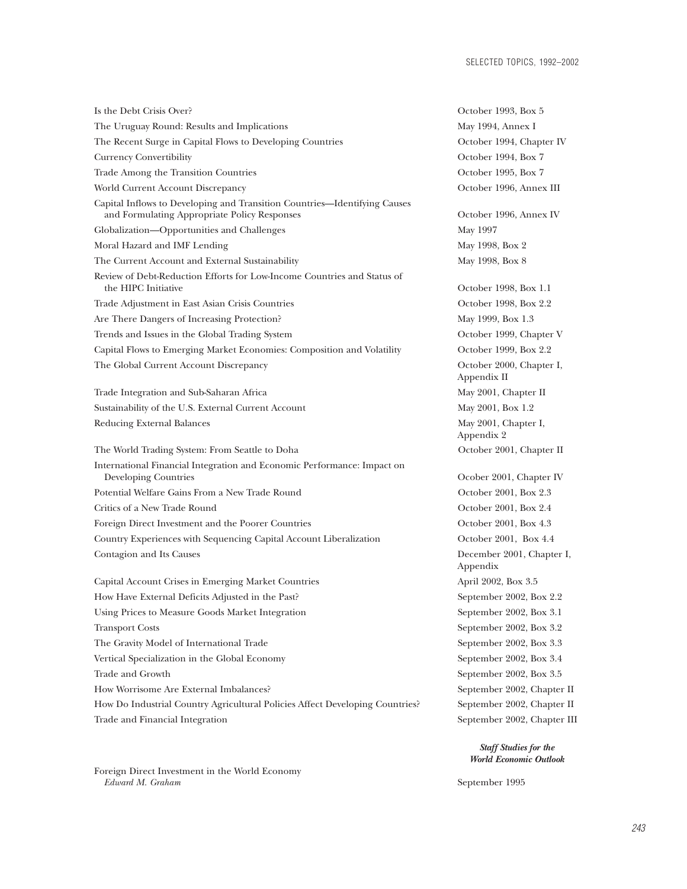| | |
|---|---|
| Is the Debt Crisis Over? | October 1993, Box 5 |
| The Uruguay Round: Results and Implications | May 1994, Annex I |
| The Recent Surge in Capital Flows to Developing Countries | October 1994, Chapter IV |
| Currency Convertibility | October 1994, Box 7 |
| Trade Among the Transition Countries | October 1995, Box 7 |
| World Current Account Discrepancy | October 1996, Annex III |
| Capital Inflows to Developing and Transition Countries—Identifying Causes and Formulating Appropriate Policy Responses | October 1996, Annex IV |
| Globalization—Opportunities and Challenges | May 1997 |
| Moral Hazard and IMF Lending | May 1998, Box 2 |
| The Current Account and External Sustainability | May 1998, Box 8 |
| Review of Debt-Reduction Efforts for Low-Income Countries and Status of the HIPC Initiative | October 1998, Box 1.1 |
| Trade Adjustment in East Asian Crisis Countries | October 1998, Box 2.2 |
| Are There Dangers of Increasing Protection? | May 1999, Box 1.3 |
| Trends and Issues in the Global Trading System | October 1999, Chapter V |
| Capital Flows to Emerging Market Economies: Composition and Volatility | October 1999, Box 2.2 |
| The Global Current Account Discrepancy | October 2000, Chapter I, Appendix II |
| Trade Integration and Sub-Saharan Africa | May 2001, Chapter II |
| Sustainability of the U.S. External Current Account | May 2001, Box 1.2 |
| Reducing External Balances | May 2001, Chapter I, Appendix 2 |
| The World Trading System: From Seattle to Doha | October 2001, Chapter II |
| International Financial Integration and Economic Performance: Impact on Developing Countries | Ocober 2001, Chapter IV |
| Potential Welfare Gains From a New Trade Round | October 2001, Box 2.3 |
| Critics of a New Trade Round | October 2001, Box 2.4 |
| Foreign Direct Investment and the Poorer Countries | October 2001, Box 4.3 |
| Country Experiences with Sequencing Capital Account Liberalization | October 2001, Box 4.4 |
| Contagion and Its Causes | December 2001, Chapter I, Appendix |
| Capital Account Crises in Emerging Market Countries | April 2002, Box 3.5 |
| How Have External Deficits Adjusted in the Past? | September 2002, Box 2.2 |
| Using Prices to Measure Goods Market Integration | September 2002, Box 3.1 |
| Transport Costs | September 2002, Box 3.2 |
| The Gravity Model of International Trade | September 2002, Box 3.3 |
| Vertical Specialization in the Global Economy | September 2002, Box 3.4 |
| Trade and Growth | September 2002, Box 3.5 |
| How Worrisome Are External Imbalances? | September 2002, Chapter II |
| How Do Industrial Country Agricultural Policies Affect Developing Countries? | September 2002, Chapter II |
| Trade and Financial Integration | September 2002, Chapter III |

| | ***Staff Studies for the World Economic Outlook*** |
|---|---|
| Foreign Direct Investment in the World Economy<br>*Edward M. Graham* | September 1995 |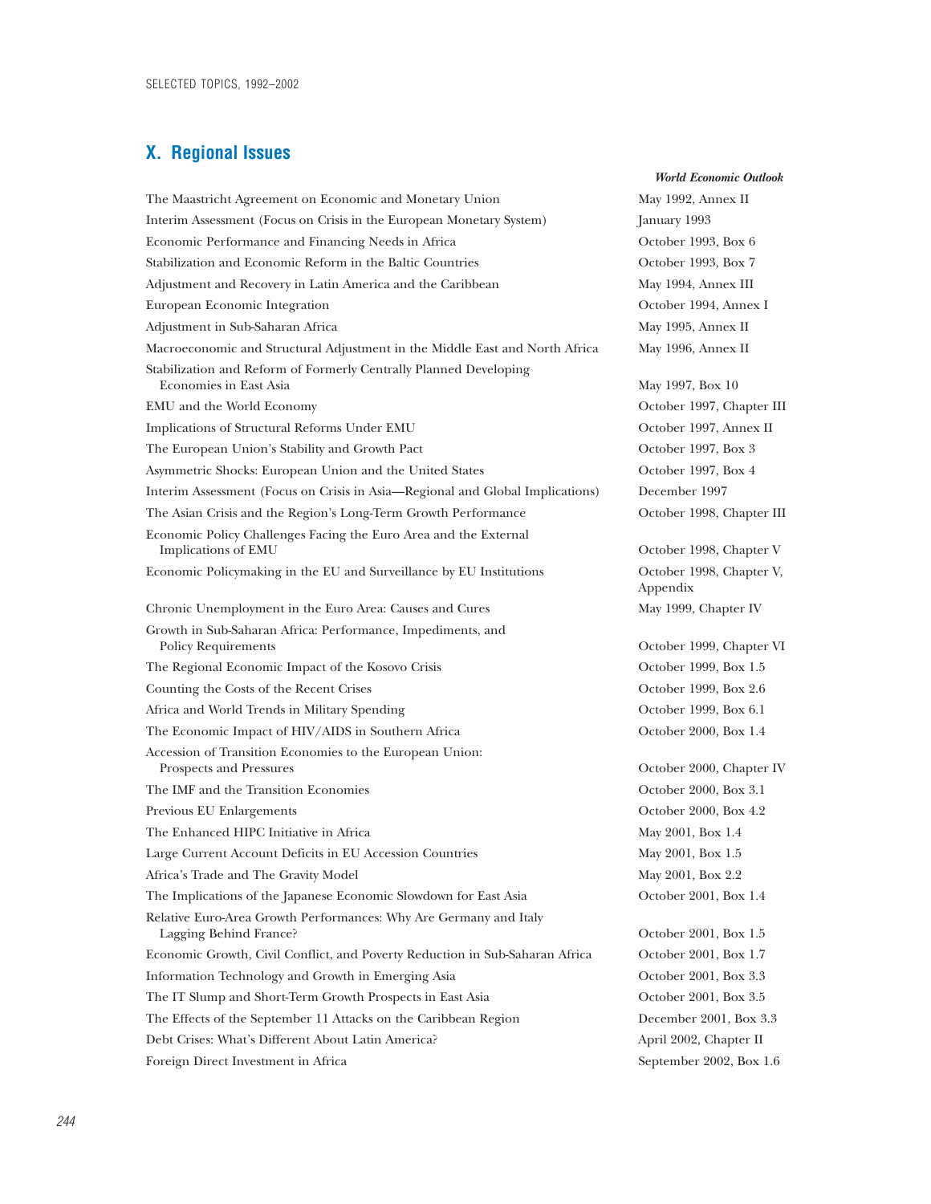## X. Regional Issues

| | *World Economic Outlook* |
|---|---|
| The Maastricht Agreement on Economic and Monetary Union | May 1992, Annex II |
| Interim Assessment (Focus on Crisis in the European Monetary System) | January 1993 |
| Economic Performance and Financing Needs in Africa | October 1993, Box 6 |
| Stabilization and Economic Reform in the Baltic Countries | October 1993, Box 7 |
| Adjustment and Recovery in Latin America and the Caribbean | May 1994, Annex III |
| European Economic Integration | October 1994, Annex I |
| Adjustment in Sub-Saharan Africa | May 1995, Annex II |
| Macroeconomic and Structural Adjustment in the Middle East and North Africa | May 1996, Annex II |
| Stabilization and Reform of Formerly Centrally Planned Developing Economies in East Asia | May 1997, Box 10 |
| EMU and the World Economy | October 1997, Chapter III |
| Implications of Structural Reforms Under EMU | October 1997, Annex II |
| The European Union's Stability and Growth Pact | October 1997, Box 3 |
| Asymmetric Shocks: European Union and the United States | October 1997, Box 4 |
| Interim Assessment (Focus on Crisis in Asia—Regional and Global Implications) | December 1997 |
| The Asian Crisis and the Region's Long-Term Growth Performance | October 1998, Chapter III |
| Economic Policy Challenges Facing the Euro Area and the External Implications of EMU | October 1998, Chapter V |
| Economic Policymaking in the EU and Surveillance by EU Institutions | October 1998, Chapter V, Appendix |
| Chronic Unemployment in the Euro Area: Causes and Cures | May 1999, Chapter IV |
| Growth in Sub-Saharan Africa: Performance, Impediments, and Policy Requirements | October 1999, Chapter VI |
| The Regional Economic Impact of the Kosovo Crisis | October 1999, Box 1.5 |
| Counting the Costs of the Recent Crises | October 1999, Box 2.6 |
| Africa and World Trends in Military Spending | October 1999, Box 6.1 |
| The Economic Impact of HIV/AIDS in Southern Africa | October 2000, Box 1.4 |
| Accession of Transition Economies to the European Union: Prospects and Pressures | October 2000, Chapter IV |
| The IMF and the Transition Economies | October 2000, Box 3.1 |
| Previous EU Enlargements | October 2000, Box 4.2 |
| The Enhanced HIPC Initiative in Africa | May 2001, Box 1.4 |
| Large Current Account Deficits in EU Accession Countries | May 2001, Box 1.5 |
| Africa's Trade and The Gravity Model | May 2001, Box 2.2 |
| The Implications of the Japanese Economic Slowdown for East Asia | October 2001, Box 1.4 |
| Relative Euro-Area Growth Performances: Why Are Germany and Italy Lagging Behind France? | October 2001, Box 1.5 |
| Economic Growth, Civil Conflict, and Poverty Reduction in Sub-Saharan Africa | October 2001, Box 1.7 |
| Information Technology and Growth in Emerging Asia | October 2001, Box 3.3 |
| The IT Slump and Short-Term Growth Prospects in East Asia | October 2001, Box 3.5 |
| The Effects of the September 11 Attacks on the Caribbean Region | December 2001, Box 3.3 |
| Debt Crises: What's Different About Latin America? | April 2002, Chapter II |
| Foreign Direct Investment in Africa | September 2002, Box 1.6 |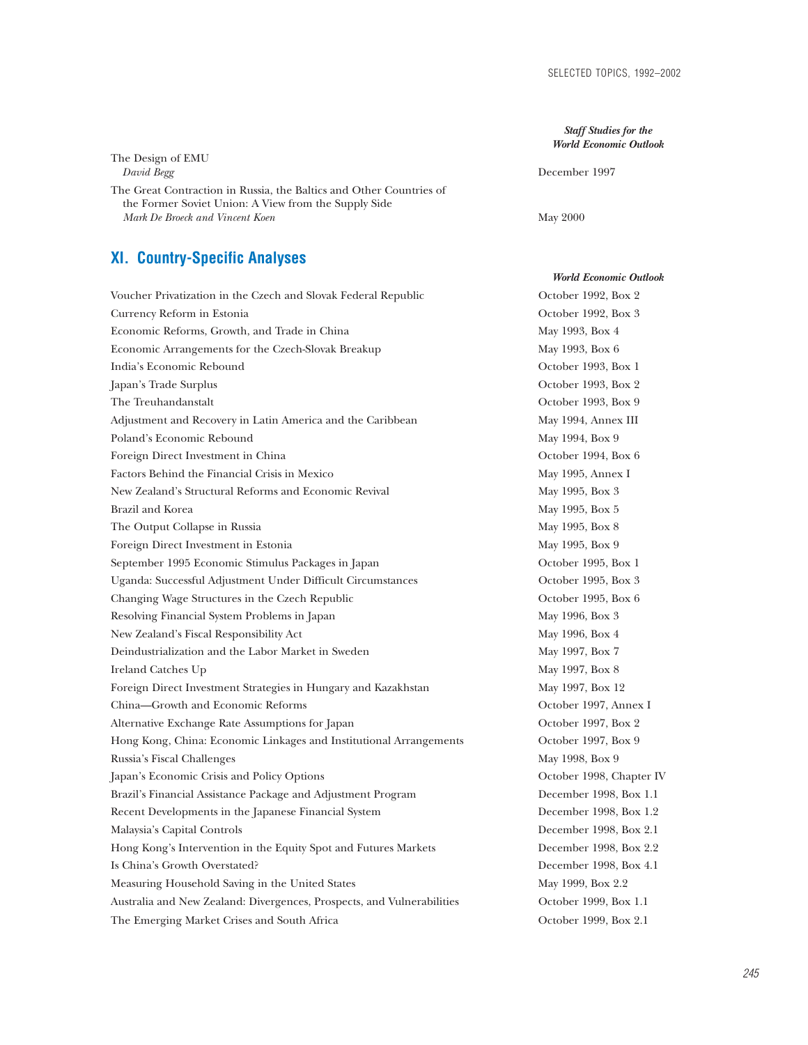| | *Staff Studies for the World Economic Outlook* |
|---|---|
| The Design of EMU<br>*David Begg* | December 1997 |
| The Great Contraction in Russia, the Baltics and Other Countries of the Former Soviet Union: A View from the Supply Side<br>*Mark De Broeck and Vincent Koen* | May 2000 |

## XI. Country-Specific Analyses

| | *World Economic Outlook* |
|---|---|
| Voucher Privatization in the Czech and Slovak Federal Republic | October 1992, Box 2 |
| Currency Reform in Estonia | October 1992, Box 3 |
| Economic Reforms, Growth, and Trade in China | May 1993, Box 4 |
| Economic Arrangements for the Czech-Slovak Breakup | May 1993, Box 6 |
| India's Economic Rebound | October 1993, Box 1 |
| Japan's Trade Surplus | October 1993, Box 2 |
| The Treuhandanstalt | October 1993, Box 9 |
| Adjustment and Recovery in Latin America and the Caribbean | May 1994, Annex III |
| Poland's Economic Rebound | May 1994, Box 9 |
| Foreign Direct Investment in China | October 1994, Box 6 |
| Factors Behind the Financial Crisis in Mexico | May 1995, Annex I |
| New Zealand's Structural Reforms and Economic Revival | May 1995, Box 3 |
| Brazil and Korea | May 1995, Box 5 |
| The Output Collapse in Russia | May 1995, Box 8 |
| Foreign Direct Investment in Estonia | May 1995, Box 9 |
| September 1995 Economic Stimulus Packages in Japan | October 1995, Box 1 |
| Uganda: Successful Adjustment Under Difficult Circumstances | October 1995, Box 3 |
| Changing Wage Structures in the Czech Republic | October 1995, Box 6 |
| Resolving Financial System Problems in Japan | May 1996, Box 3 |
| New Zealand's Fiscal Responsibility Act | May 1996, Box 4 |
| Deindustrialization and the Labor Market in Sweden | May 1997, Box 7 |
| Ireland Catches Up | May 1997, Box 8 |
| Foreign Direct Investment Strategies in Hungary and Kazakhstan | May 1997, Box 12 |
| China—Growth and Economic Reforms | October 1997, Annex I |
| Alternative Exchange Rate Assumptions for Japan | October 1997, Box 2 |
| Hong Kong, China: Economic Linkages and Institutional Arrangements | October 1997, Box 9 |
| Russia's Fiscal Challenges | May 1998, Box 9 |
| Japan's Economic Crisis and Policy Options | October 1998, Chapter IV |
| Brazil's Financial Assistance Package and Adjustment Program | December 1998, Box 1.1 |
| Recent Developments in the Japanese Financial System | December 1998, Box 1.2 |
| Malaysia's Capital Controls | December 1998, Box 2.1 |
| Hong Kong's Intervention in the Equity Spot and Futures Markets | December 1998, Box 2.2 |
| Is China's Growth Overstated? | December 1998, Box 4.1 |
| Measuring Household Saving in the United States | May 1999, Box 2.2 |
| Australia and New Zealand: Divergences, Prospects, and Vulnerabilities | October 1999, Box 1.1 |
| The Emerging Market Crises and South Africa | October 1999, Box 2.1 |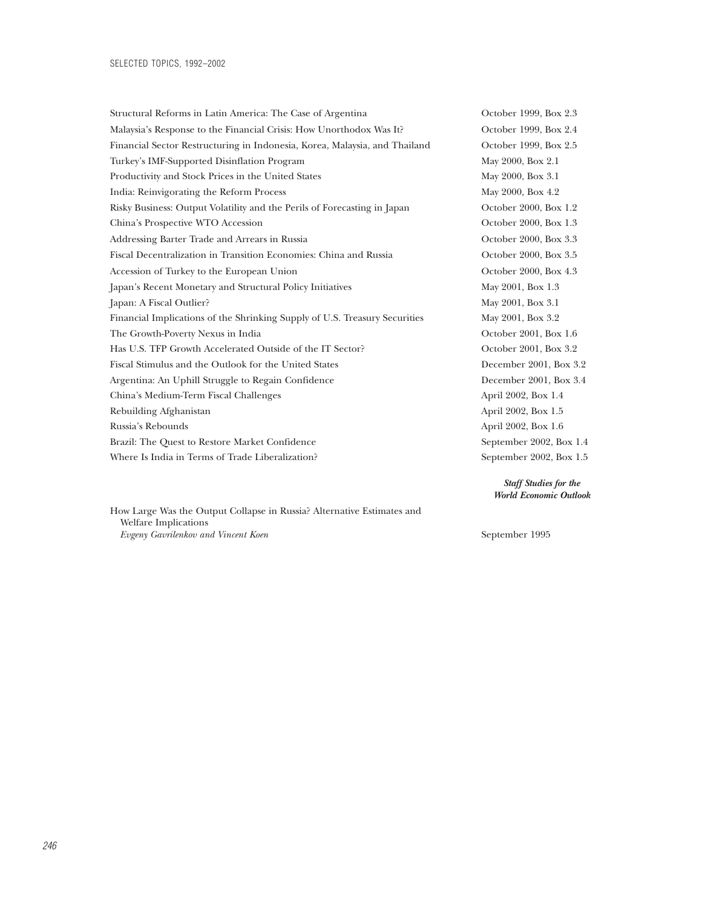| | |
|---|---|
| Structural Reforms in Latin America: The Case of Argentina | October 1999, Box 2.3 |
| Malaysia's Response to the Financial Crisis: How Unorthodox Was It? | October 1999, Box 2.4 |
| Financial Sector Restructuring in Indonesia, Korea, Malaysia, and Thailand | October 1999, Box 2.5 |
| Turkey's IMF-Supported Disinflation Program | May 2000, Box 2.1 |
| Productivity and Stock Prices in the United States | May 2000, Box 3.1 |
| India: Reinvigorating the Reform Process | May 2000, Box 4.2 |
| Risky Business: Output Volatility and the Perils of Forecasting in Japan | October 2000, Box 1.2 |
| China's Prospective WTO Accession | October 2000, Box 1.3 |
| Addressing Barter Trade and Arrears in Russia | October 2000, Box 3.3 |
| Fiscal Decentralization in Transition Economies: China and Russia | October 2000, Box 3.5 |
| Accession of Turkey to the European Union | October 2000, Box 4.3 |
| Japan's Recent Monetary and Structural Policy Initiatives | May 2001, Box 1.3 |
| Japan: A Fiscal Outlier? | May 2001, Box 3.1 |
| Financial Implications of the Shrinking Supply of U.S. Treasury Securities | May 2001, Box 3.2 |
| The Growth-Poverty Nexus in India | October 2001, Box 1.6 |
| Has U.S. TFP Growth Accelerated Outside of the IT Sector? | October 2001, Box 3.2 |
| Fiscal Stimulus and the Outlook for the United States | December 2001, Box 3.2 |
| Argentina: An Uphill Struggle to Regain Confidence | December 2001, Box 3.4 |
| China's Medium-Term Fiscal Challenges | April 2002, Box 1.4 |
| Rebuilding Afghanistan | April 2002, Box 1.5 |
| Russia's Rebounds | April 2002, Box 1.6 |
| Brazil: The Quest to Restore Market Confidence | September 2002, Box 1.4 |
| Where Is India in Terms of Trade Liberalization? | September 2002, Box 1.5 |

***Staff Studies for the World Economic Outlook***

| | |
|---|---|
| How Large Was the Output Collapse in Russia? Alternative Estimates and Welfare Implications<br>*Evgeny Gavrilenkov and Vincent Koen* | September 1995 |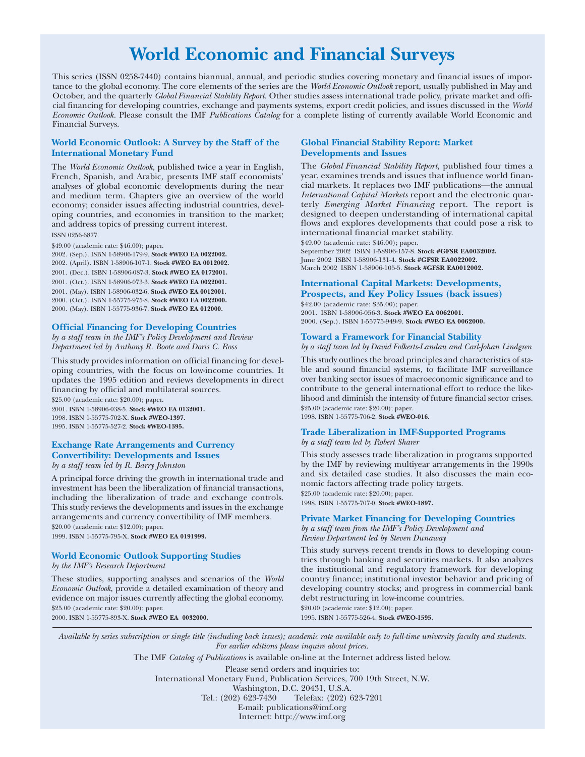# World Economic and Financial Surveys

This series (ISSN 0258-7440) contains biannual, annual, and periodic studies covering monetary and financial issues of importance to the global economy. The core elements of the series are the *World Economic Outlook* report, usually published in May and October, and the quarterly *Global Financial Stability Report*. Other studies assess international trade policy, private market and official financing for developing countries, exchange and payments systems, export credit policies, and issues discussed in the *World Economic Outlook*. Please consult the IMF *Publications Catalog* for a complete listing of currently available World Economic and Financial Surveys.

### World Economic Outlook: A Survey by the Staff of the International Monetary Fund

The *World Economic Outlook*, published twice a year in English, French, Spanish, and Arabic, presents IMF staff economists' analyses of global economic developments during the near and medium term. Chapters give an overview of the world economy; consider issues affecting industrial countries, developing countries, and economies in transition to the market; and address topics of pressing current interest.

ISSN 0256-6877.

$49.00 (academic rate: $46.00); paper.

2002. (Sep.). ISBN 1-58906-179-9. **Stock #WEO EA 0022002.**

2002. (April). ISBN 1-58906-107-1. **Stock #WEO EA 0012002.**

2001. (Dec.). ISBN 1-58906-087-3. **Stock #WEO EA 0172001.**

2001. (Oct.). ISBN 1-58906-073-3. **Stock #WEO EA 0022001.**

2001. (May). ISBN 1-58906-032-6. **Stock #WEO EA 0012001.**

2000. (Oct.). ISBN 1-55775-975-8. **Stock #WEO EA 0022000.**

2000. (May). ISBN 1-55775-936-7. **Stock #WEO EA 012000.**

### Official Financing for Developing Countries

*by a staff team in the IMF's Policy Development and Review Department led by Anthony R. Boote and Doris C. Ross*

This study provides information on official financing for developing countries, with the focus on low-income countries. It updates the 1995 edition and reviews developments in direct financing by official and multilateral sources.

$25.00 (academic rate: $20.00); paper.

2001. ISBN 1-58906-038-5. **Stock #WEO EA 0132001.**

1998. ISBN 1-55775-702-X. **Stock #WEO-1397.**

1995. ISBN 1-55775-527-2. **Stock #WEO-1395.**

### Exchange Rate Arrangements and Currency Convertibility: Developments and Issues

*by a staff team led by R. Barry Johnston*

A principal force driving the growth in international trade and investment has been the liberalization of financial transactions, including the liberalization of trade and exchange controls. This study reviews the developments and issues in the exchange arrangements and currency convertibility of IMF members.

$20.00 (academic rate: $12.00); paper.

1999. ISBN 1-55775-795-X. **Stock #WEO EA 0191999.**

### World Economic Outlook Supporting Studies

*by the IMF's Research Department*

These studies, supporting analyses and scenarios of the *World Economic Outlook*, provide a detailed examination of theory and evidence on major issues currently affecting the global economy.

$25.00 (academic rate: $20.00); paper.

2000. ISBN 1-55775-893-X. **Stock #WEO EA 0032000.**

### Global Financial Stability Report: Market Developments and Issues

The *Global Financial Stability Report,* published four times a year, examines trends and issues that influence world financial markets. It replaces two IMF publications—the annual *International Capital Markets* report and the electronic quarterly *Emerging Market Financing* report. The report is designed to deepen understanding of international capital flows and explores developments that could pose a risk to international financial market stability.

$49.00 (academic rate: $46.00); paper.

September 2002 ISBN 1-58906-157-8. **Stock #GFSR EA0032002.**

June 2002 ISBN 1-58906-131-4. **Stock #GFSR EA0022002.**

March 2002 ISBN 1-58906-105-5. **Stock #GFSR EA0012002.**

### International Capital Markets: Developments, Prospects, and Key Policy Issues (back issues)

$42.00 (academic rate: $35.00); paper.

2001. ISBN 1-58906-056-3. **Stock #WEO EA 0062001.**

2000. (Sep.). ISBN 1-55775-949-9. **Stock #WEO EA 0062000.**

### Toward a Framework for Financial Stability

*by a staff team led by David Folkerts-Landau and Carl-Johan Lindgren*

This study outlines the broad principles and characteristics of stable and sound financial systems, to facilitate IMF surveillance over banking sector issues of macroeconomic significance and to contribute to the general international effort to reduce the likelihood and diminish the intensity of future financial sector crises.

$25.00 (academic rate: $20.00); paper.

1998. ISBN 1-55775-706-2. **Stock #WEO-016.**

### Trade Liberalization in IMF-Supported Programs

*by a staff team led by Robert Sharer*

This study assesses trade liberalization in programs supported by the IMF by reviewing multiyear arrangements in the 1990s and six detailed case studies. It also discusses the main economic factors affecting trade policy targets.

$25.00 (academic rate: $20.00); paper.

1998. ISBN 1-55775-707-0. **Stock #WEO-1897.**

### Private Market Financing for Developing Countries

*by a staff team from the IMF's Policy Development and Review Department led by Steven Dunaway*

This study surveys recent trends in flows to developing countries through banking and securities markets. It also analyzes the institutional and regulatory framework for developing country finance; institutional investor behavior and pricing of developing country stocks; and progress in commercial bank debt restructuring in low-income countries.

$20.00 (academic rate: $12.00); paper.

1995. ISBN 1-55775-526-4. **Stock #WEO-1595.**

---

*Available by series subscription or single title (including back issues); academic rate available only to full-time university faculty and students.*
*For earlier editions please inquire about prices.*

The IMF *Catalog of Publications* is available on-line at the Internet address listed below.

Please send orders and inquiries to:
International Monetary Fund, Publication Services, 700 19th Street, N.W.
Washington, D.C. 20431, U.S.A.
Tel.: (202) 623-7430 Telefax: (202) 623-7201
E-mail: publications@imf.org
Internet: http://www.imf.org